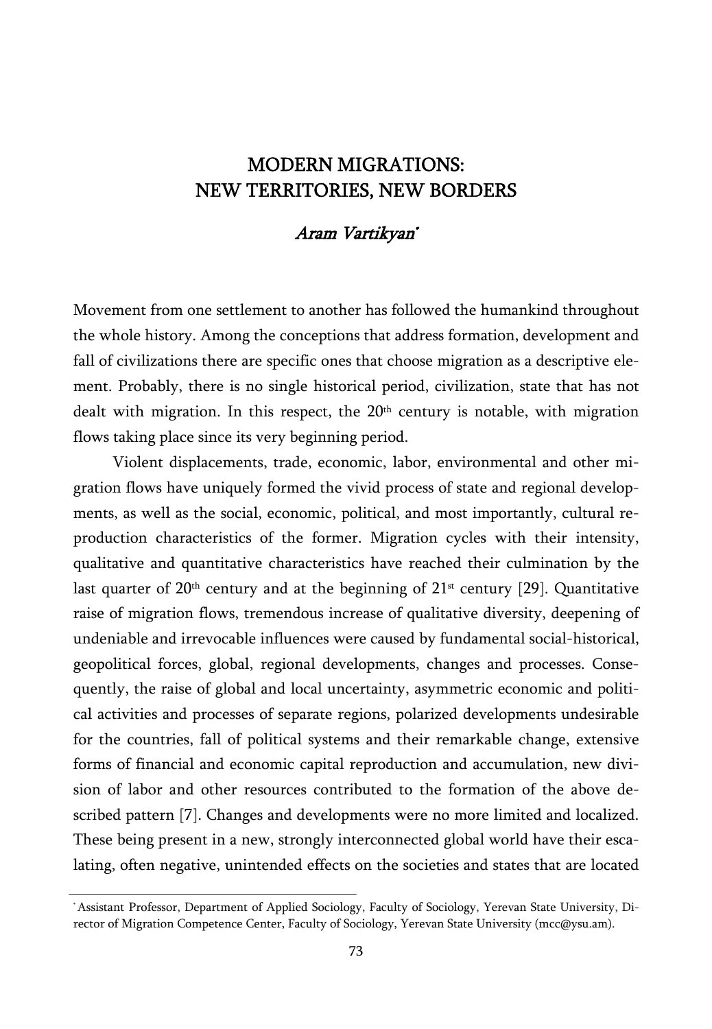# MODERN MIGRATIONS: NEW TERRITORIES, NEW BORDERS

*Aram Vartikyan*[*]

Movement from one settlement to another has followed the humankind throughout the whole history. Among the conceptions that address formation, development and fall of civilizations there are specific ones that choose migration as a descriptive element. Probably, there is no single historical period, civilization, state that has not dealt with migration. In this respect, the 20th century is notable, with migration flows taking place since its very beginning period.

Violent displacements, trade, economic, labor, environmental and other migration flows have uniquely formed the vivid process of state and regional developments, as well as the social, economic, political, and most importantly, cultural reproduction characteristics of the former. Migration cycles with their intensity, qualitative and quantitative characteristics have reached their culmination by the last quarter of 20th century and at the beginning of 21st century [29]. Quantitative raise of migration flows, tremendous increase of qualitative diversity, deepening of undeniable and irrevocable influences were caused by fundamental social-historical, geopolitical forces, global, regional developments, changes and processes. Consequently, the raise of global and local uncertainty, asymmetric economic and political activities and processes of separate regions, polarized developments undesirable for the countries, fall of political systems and their remarkable change, extensive forms of financial and economic capital reproduction and accumulation, new division of labor and other resources contributed to the formation of the above described pattern [7]. Changes and developments were no more limited and localized. These being present in a new, strongly interconnected global world have their escalating, often negative, unintended effects on the societies and states that are located

---

[*] Assistant Professor, Department of Applied Sociology, Faculty of Sociology, Yerevan State University, Director of Migration Competence Center, Faculty of Sociology, Yerevan State University (mcc@ysu.am).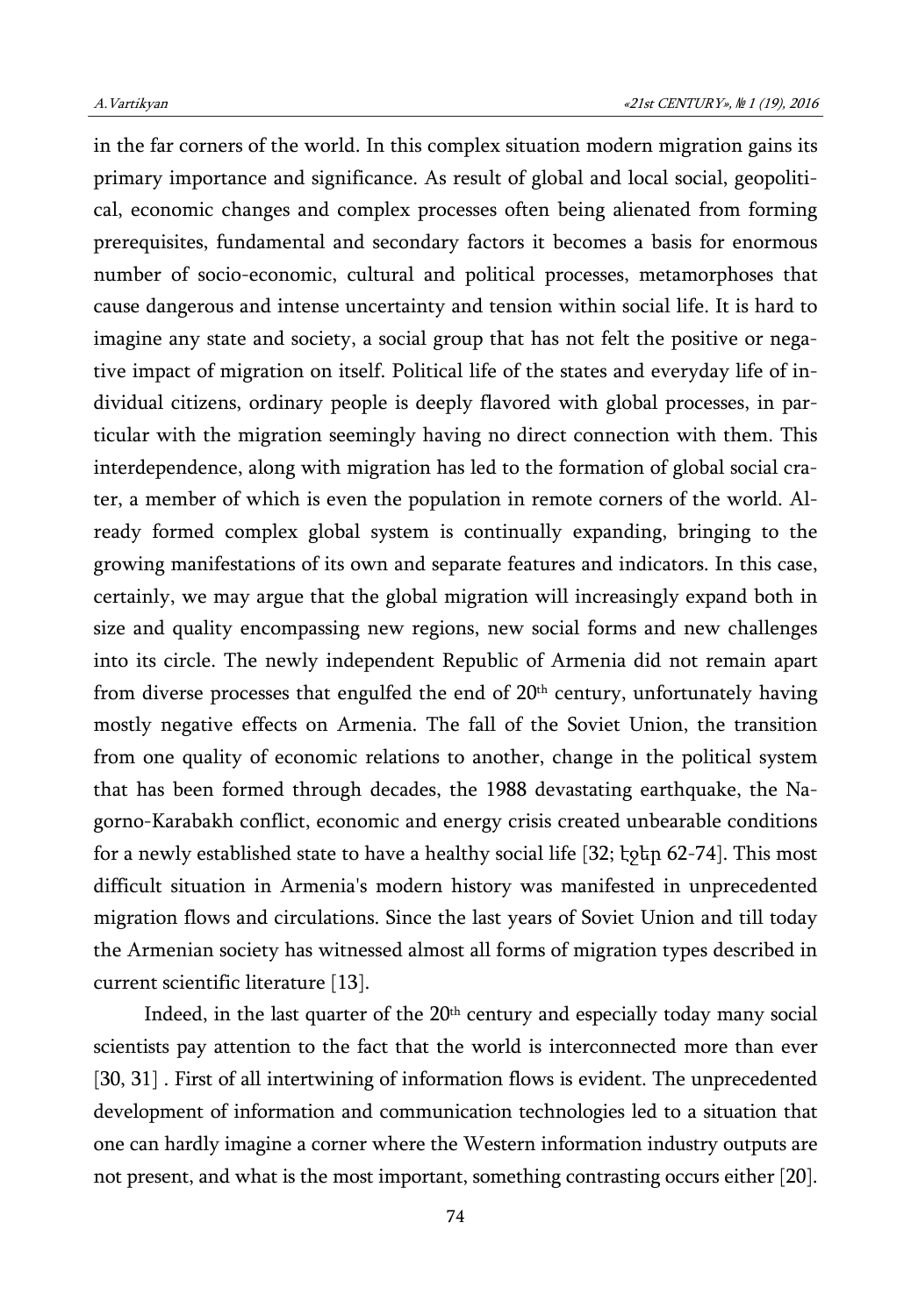in the far corners of the world. In this complex situation modern migration gains its primary importance and significance. As result of global and local social, geopolitical, economic changes and complex processes often being alienated from forming prerequisites, fundamental and secondary factors it becomes a basis for enormous number of socio-economic, cultural and political processes, metamorphoses that cause dangerous and intense uncertainty and tension within social life. It is hard to imagine any state and society, a social group that has not felt the positive or negative impact of migration on itself. Political life of the states and everyday life of individual citizens, ordinary people is deeply flavored with global processes, in particular with the migration seemingly having no direct connection with them. This interdependence, along with migration has led to the formation of global social crater, a member of which is even the population in remote corners of the world. Already formed complex global system is continually expanding, bringing to the growing manifestations of its own and separate features and indicators. In this case, certainly, we may argue that the global migration will increasingly expand both in size and quality encompassing new regions, new social forms and new challenges into its circle. The newly independent Republic of Armenia did not remain apart from diverse processes that engulfed the end of 20th century, unfortunately having mostly negative effects on Armenia. The fall of the Soviet Union, the transition from one quality of economic relations to another, change in the political system that has been formed through decades, the 1988 devastating earthquake, the Nagorno-Karabakh conflict, economic and energy crisis created unbearable conditions for a newly established state to have a healthy social life [32; էջեր 62-74]. This most difficult situation in Armenia's modern history was manifested in unprecedented migration flows and circulations. Since the last years of Soviet Union and till today the Armenian society has witnessed almost all forms of migration types described in current scientific literature [13].

Indeed, in the last quarter of the 20th century and especially today many social scientists pay attention to the fact that the world is interconnected more than ever [30, 31] . First of all intertwining of information flows is evident. The unprecedented development of information and communication technologies led to a situation that one can hardly imagine a corner where the Western information industry outputs are not present, and what is the most important, something contrasting occurs either [20].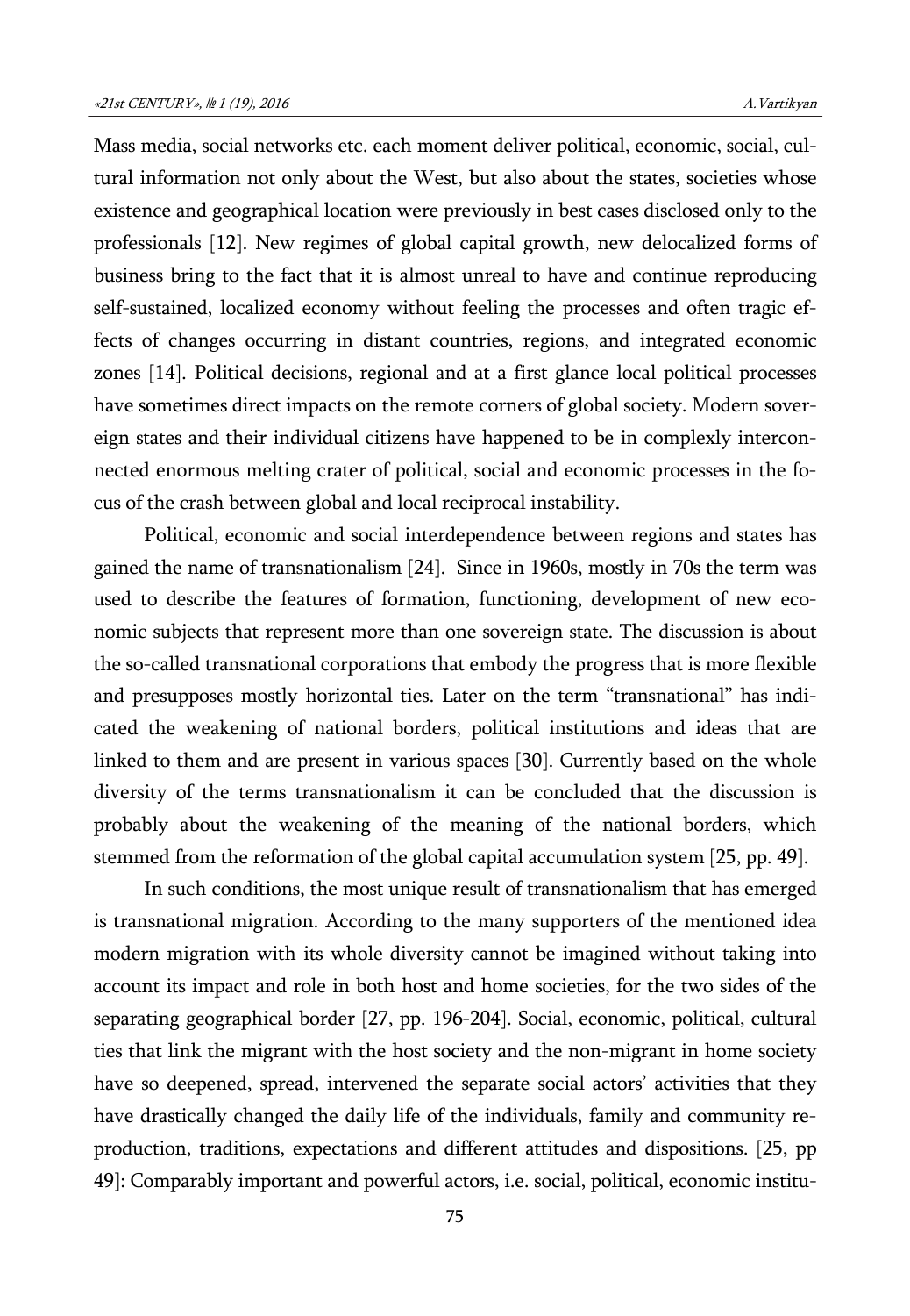Mass media, social networks etc. each moment deliver political, economic, social, cultural information not only about the West, but also about the states, societies whose existence and geographical location were previously in best cases disclosed only to the professionals [12]. New regimes of global capital growth, new delocalized forms of business bring to the fact that it is almost unreal to have and continue reproducing self-sustained, localized economy without feeling the processes and often tragic effects of changes occurring in distant countries, regions, and integrated economic zones [14]. Political decisions, regional and at a first glance local political processes have sometimes direct impacts on the remote corners of global society. Modern sovereign states and their individual citizens have happened to be in complexly interconnected enormous melting crater of political, social and economic processes in the focus of the crash between global and local reciprocal instability.

Political, economic and social interdependence between regions and states has gained the name of transnationalism [24]. Since in 1960s, mostly in 70s the term was used to describe the features of formation, functioning, development of new economic subjects that represent more than one sovereign state. The discussion is about the so-called transnational corporations that embody the progress that is more flexible and presupposes mostly horizontal ties. Later on the term "transnational" has indicated the weakening of national borders, political institutions and ideas that are linked to them and are present in various spaces [30]. Currently based on the whole diversity of the terms transnationalism it can be concluded that the discussion is probably about the weakening of the meaning of the national borders, which stemmed from the reformation of the global capital accumulation system [25, pp. 49].

In such conditions, the most unique result of transnationalism that has emerged is transnational migration. According to the many supporters of the mentioned idea modern migration with its whole diversity cannot be imagined without taking into account its impact and role in both host and home societies, for the two sides of the separating geographical border [27, pp. 196-204]. Social, economic, political, cultural ties that link the migrant with the host society and the non-migrant in home society have so deepened, spread, intervened the separate social actors' activities that they have drastically changed the daily life of the individuals, family and community reproduction, traditions, expectations and different attitudes and dispositions. [25, pp 49]: Comparably important and powerful actors, i.e. social, political, economic institu-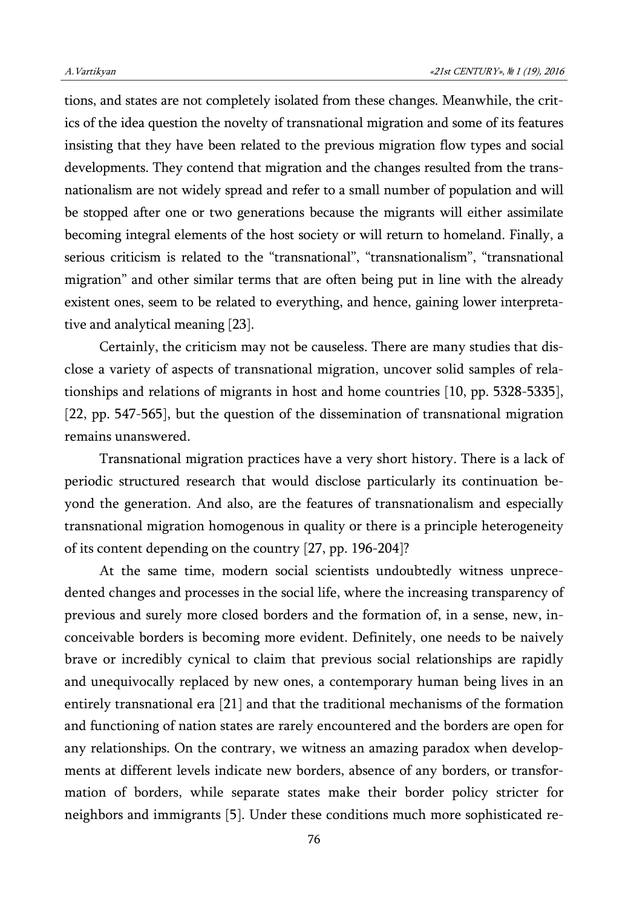tions, and states are not completely isolated from these changes. Meanwhile, the critics of the idea question the novelty of transnational migration and some of its features insisting that they have been related to the previous migration flow types and social developments. They contend that migration and the changes resulted from the transnationalism are not widely spread and refer to a small number of population and will be stopped after one or two generations because the migrants will either assimilate becoming integral elements of the host society or will return to homeland. Finally, a serious criticism is related to the "transnational", "transnationalism", "transnational migration" and other similar terms that are often being put in line with the already existent ones, seem to be related to everything, and hence, gaining lower interpretative and analytical meaning [23].

Certainly, the criticism may not be causeless. There are many studies that disclose a variety of aspects of transnational migration, uncover solid samples of relationships and relations of migrants in host and home countries [10, pp. 5328-5335], [22, pp. 547-565], but the question of the dissemination of transnational migration remains unanswered.

Transnational migration practices have a very short history. There is a lack of periodic structured research that would disclose particularly its continuation beyond the generation. And also, are the features of transnationalism and especially transnational migration homogenous in quality or there is a principle heterogeneity of its content depending on the country [27, pp. 196-204]?

At the same time, modern social scientists undoubtedly witness unprecedented changes and processes in the social life, where the increasing transparency of previous and surely more closed borders and the formation of, in a sense, new, inconceivable borders is becoming more evident. Definitely, one needs to be naively brave or incredibly cynical to claim that previous social relationships are rapidly and unequivocally replaced by new ones, a contemporary human being lives in an entirely transnational era [21] and that the traditional mechanisms of the formation and functioning of nation states are rarely encountered and the borders are open for any relationships. On the contrary, we witness an amazing paradox when developments at different levels indicate new borders, absence of any borders, or transformation of borders, while separate states make their border policy stricter for neighbors and immigrants [5]. Under these conditions much more sophisticated re-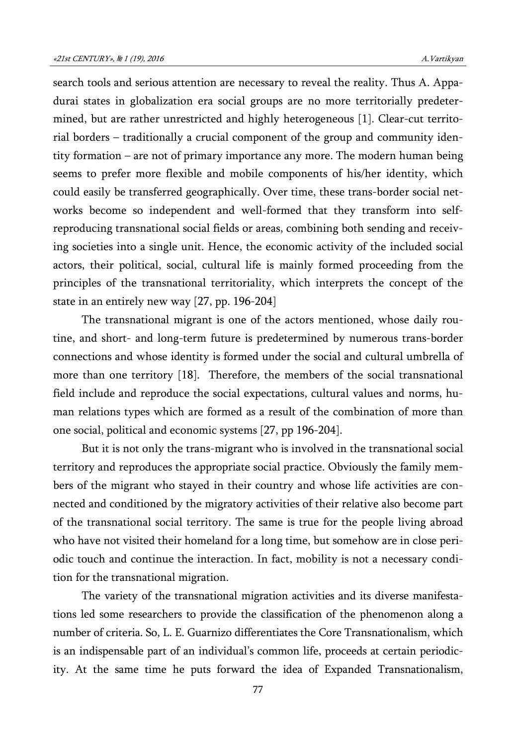search tools and serious attention are necessary to reveal the reality. Thus A. Appadurai states in globalization era social groups are no more territorially predetermined, but are rather unrestricted and highly heterogeneous [1]. Clear-cut territorial borders – traditionally a crucial component of the group and community identity formation – are not of primary importance any more. The modern human being seems to prefer more flexible and mobile components of his/her identity, which could easily be transferred geographically. Over time, these trans-border social networks become so independent and well-formed that they transform into self-reproducing transnational social fields or areas, combining both sending and receiving societies into a single unit. Hence, the economic activity of the included social actors, their political, social, cultural life is mainly formed proceeding from the principles of the transnational territoriality, which interprets the concept of the state in an entirely new way [27, pp. 196-204]

The transnational migrant is one of the actors mentioned, whose daily routine, and short- and long-term future is predetermined by numerous trans-border connections and whose identity is formed under the social and cultural umbrella of more than one territory [18]. Therefore, the members of the social transnational field include and reproduce the social expectations, cultural values and norms, human relations types which are formed as a result of the combination of more than one social, political and economic systems [27, pp 196-204].

But it is not only the trans-migrant who is involved in the transnational social territory and reproduces the appropriate social practice. Obviously the family members of the migrant who stayed in their country and whose life activities are connected and conditioned by the migratory activities of their relative also become part of the transnational social territory. The same is true for the people living abroad who have not visited their homeland for a long time, but somehow are in close periodic touch and continue the interaction. In fact, mobility is not a necessary condition for the transnational migration.

The variety of the transnational migration activities and its diverse manifestations led some researchers to provide the classification of the phenomenon along a number of criteria. So, L. E. Guarnizo differentiates the Core Transnationalism, which is an indispensable part of an individual's common life, proceeds at certain periodicity. At the same time he puts forward the idea of Expanded Transnationalism,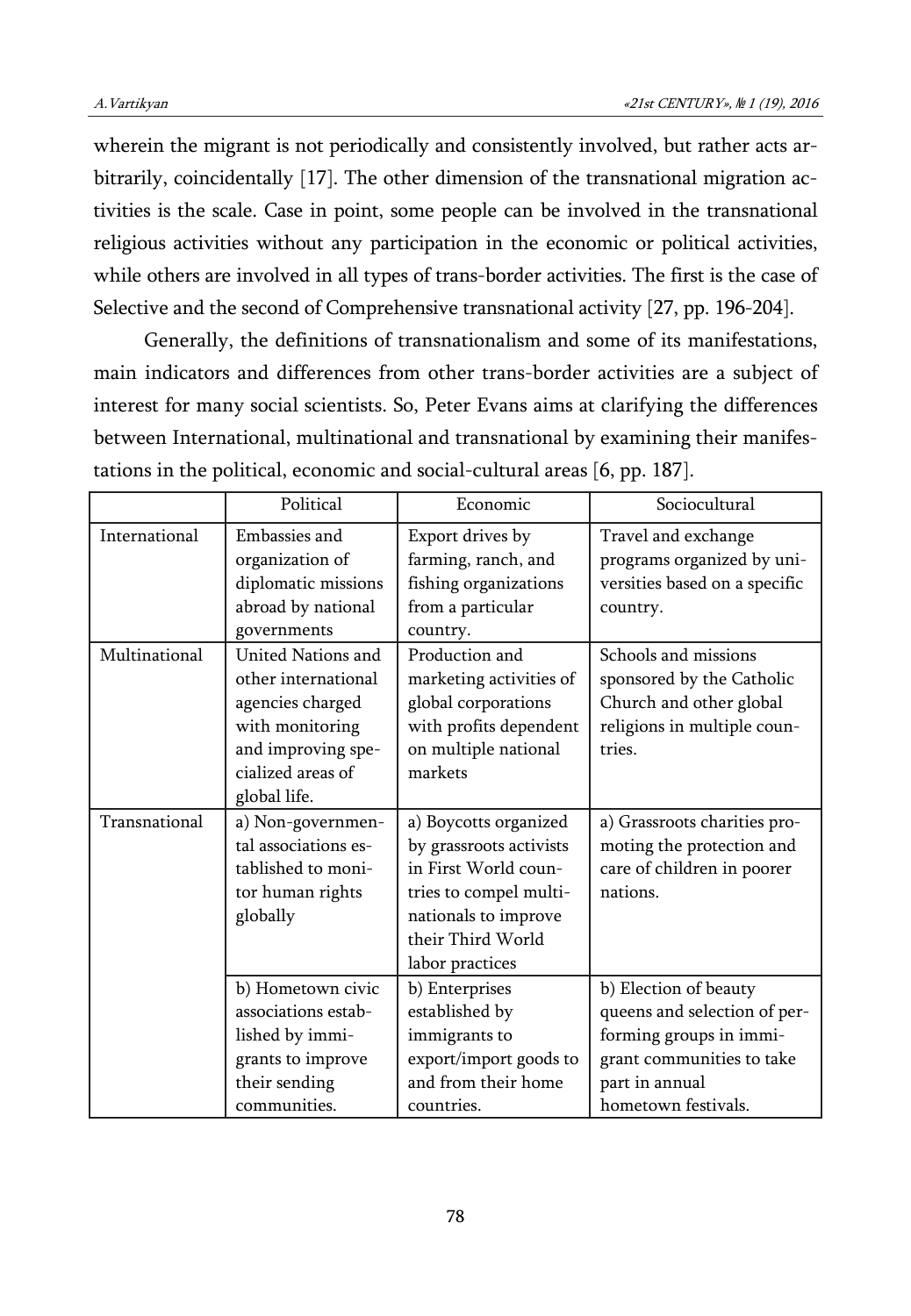wherein the migrant is not periodically and consistently involved, but rather acts arbitrarily, coincidentally [17]. The other dimension of the transnational migration activities is the scale. Case in point, some people can be involved in the transnational religious activities without any participation in the economic or political activities, while others are involved in all types of trans-border activities. The first is the case of Selective and the second of Comprehensive transnational activity [27, pp. 196-204].

Generally, the definitions of transnationalism and some of its manifestations, main indicators and differences from other trans-border activities are a subject of interest for many social scientists. So, Peter Evans aims at clarifying the differences between International, multinational and transnational by examining their manifestations in the political, economic and social-cultural areas [6, pp. 187].

| | Political | Economic | Sociocultural |
|---|---|---|---|
| International | Embassies and organization of diplomatic missions abroad by national governments | Export drives by farming, ranch, and fishing organizations from a particular country. | Travel and exchange programs organized by universities based on a specific country. |
| Multinational | United Nations and other international agencies charged with monitoring and improving specialized areas of global life. | Production and marketing activities of global corporations with profits dependent on multiple national markets | Schools and missions sponsored by the Catholic Church and other global religions in multiple countries. |
| Transnational | a) Non-governmental associations established to monitor human rights globally | a) Boycotts organized by grassroots activists in First World countries to compel multinationals to improve their Third World labor practices | a) Grassroots charities promoting the protection and care of children in poorer nations. |
| | b) Hometown civic associations established by immigrants to improve their sending communities. | b) Enterprises established by immigrants to export/import goods to and from their home countries. | b) Election of beauty queens and selection of performing groups in immigrant communities to take part in annual hometown festivals. |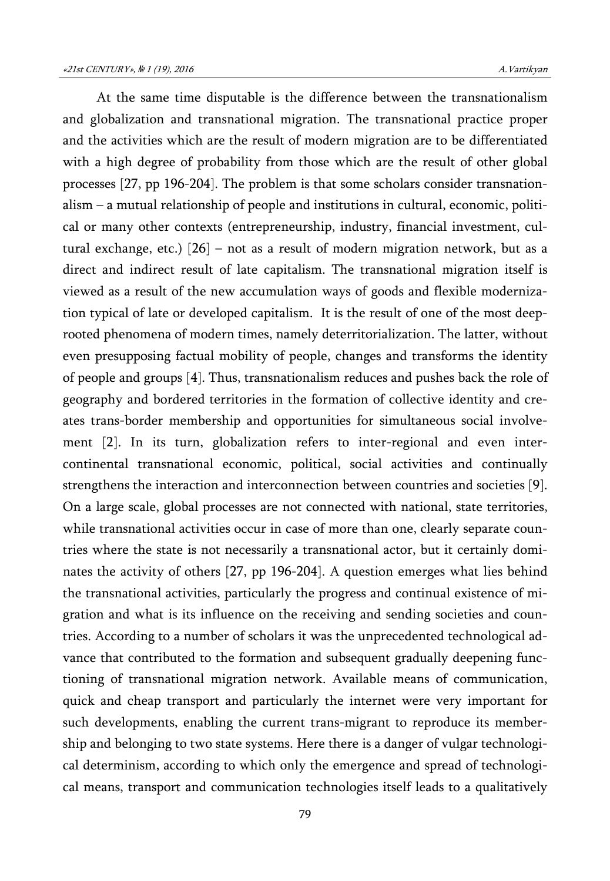At the same time disputable is the difference between the transnationalism and globalization and transnational migration. The transnational practice proper and the activities which are the result of modern migration are to be differentiated with a high degree of probability from those which are the result of other global processes [27, pp 196-204]. The problem is that some scholars consider transnationalism – a mutual relationship of people and institutions in cultural, economic, political or many other contexts (entrepreneurship, industry, financial investment, cultural exchange, etc.) [26] – not as a result of modern migration network, but as a direct and indirect result of late capitalism. The transnational migration itself is viewed as a result of the new accumulation ways of goods and flexible modernization typical of late or developed capitalism. It is the result of one of the most deep-rooted phenomena of modern times, namely deterritorialization. The latter, without even presupposing factual mobility of people, changes and transforms the identity of people and groups [4]. Thus, transnationalism reduces and pushes back the role of geography and bordered territories in the formation of collective identity and creates trans-border membership and opportunities for simultaneous social involvement [2]. In its turn, globalization refers to inter-regional and even inter-continental transnational economic, political, social activities and continually strengthens the interaction and interconnection between countries and societies [9]. On a large scale, global processes are not connected with national, state territories, while transnational activities occur in case of more than one, clearly separate countries where the state is not necessarily a transnational actor, but it certainly dominates the activity of others [27, pp 196-204]. A question emerges what lies behind the transnational activities, particularly the progress and continual existence of migration and what is its influence on the receiving and sending societies and countries. According to a number of scholars it was the unprecedented technological advance that contributed to the formation and subsequent gradually deepening functioning of transnational migration network. Available means of communication, quick and cheap transport and particularly the internet were very important for such developments, enabling the current trans-migrant to reproduce its membership and belonging to two state systems. Here there is a danger of vulgar technological determinism, according to which only the emergence and spread of technological means, transport and communication technologies itself leads to a qualitatively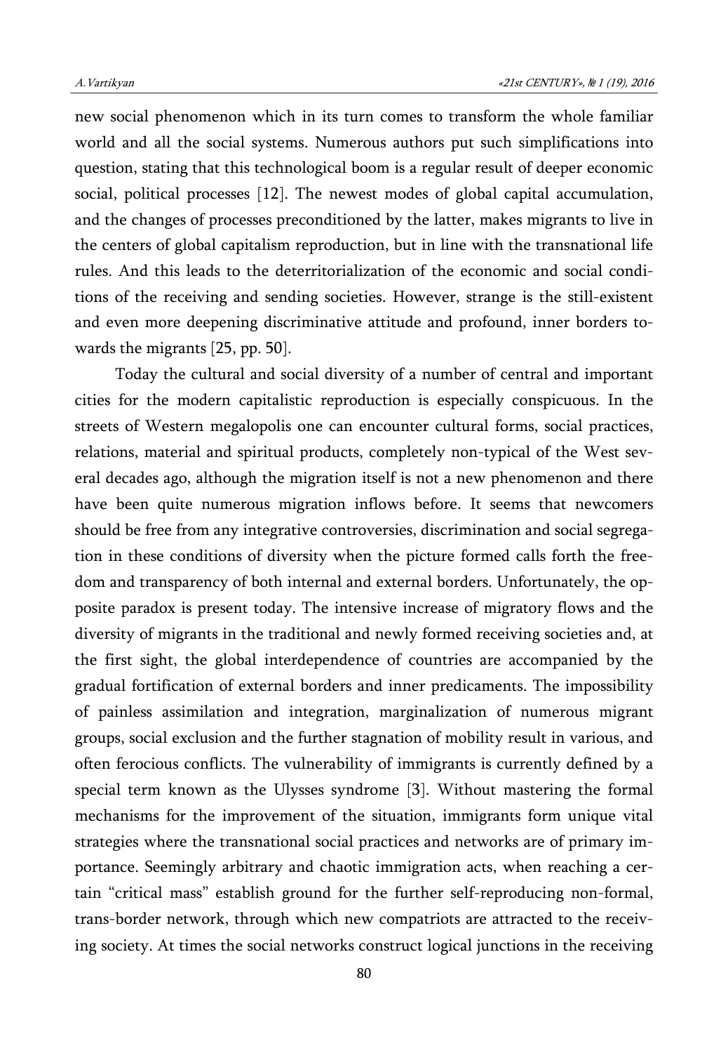new social phenomenon which in its turn comes to transform the whole familiar world and all the social systems. Numerous authors put such simplifications into question, stating that this technological boom is a regular result of deeper economic social, political processes [12]. The newest modes of global capital accumulation, and the changes of processes preconditioned by the latter, makes migrants to live in the centers of global capitalism reproduction, but in line with the transnational life rules. And this leads to the deterritorialization of the economic and social conditions of the receiving and sending societies. However, strange is the still-existent and even more deepening discriminative attitude and profound, inner borders towards the migrants [25, pp. 50].

Today the cultural and social diversity of a number of central and important cities for the modern capitalistic reproduction is especially conspicuous. In the streets of Western megalopolis one can encounter cultural forms, social practices, relations, material and spiritual products, completely non-typical of the West several decades ago, although the migration itself is not a new phenomenon and there have been quite numerous migration inflows before. It seems that newcomers should be free from any integrative controversies, discrimination and social segregation in these conditions of diversity when the picture formed calls forth the freedom and transparency of both internal and external borders. Unfortunately, the opposite paradox is present today. The intensive increase of migratory flows and the diversity of migrants in the traditional and newly formed receiving societies and, at the first sight, the global interdependence of countries are accompanied by the gradual fortification of external borders and inner predicaments. The impossibility of painless assimilation and integration, marginalization of numerous migrant groups, social exclusion and the further stagnation of mobility result in various, and often ferocious conflicts. The vulnerability of immigrants is currently defined by a special term known as the Ulysses syndrome [3]. Without mastering the formal mechanisms for the improvement of the situation, immigrants form unique vital strategies where the transnational social practices and networks are of primary importance. Seemingly arbitrary and chaotic immigration acts, when reaching a certain "critical mass" establish ground for the further self-reproducing non-formal, trans-border network, through which new compatriots are attracted to the receiving society. At times the social networks construct logical junctions in the receiving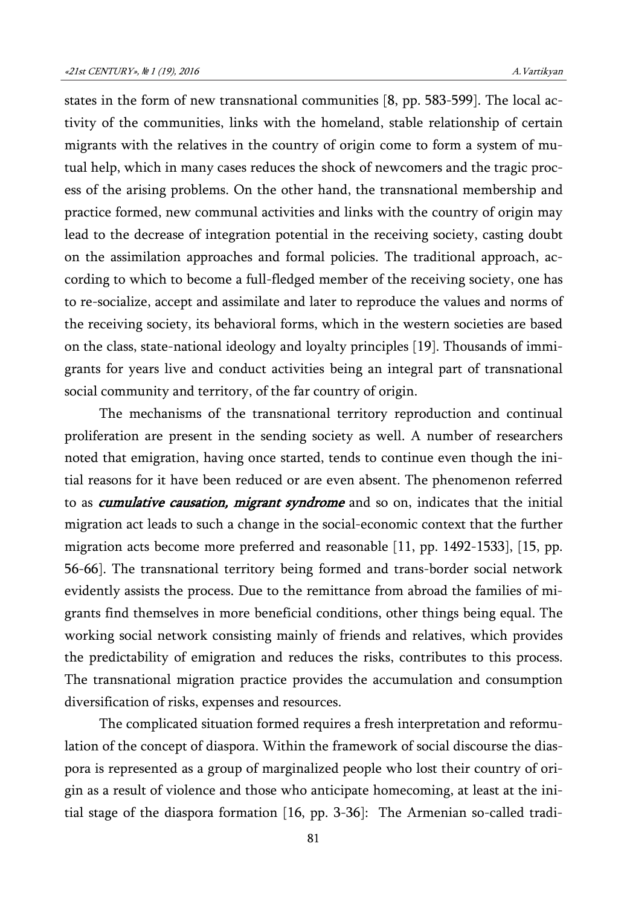states in the form of new transnational communities [8, pp. 583-599]. The local activity of the communities, links with the homeland, stable relationship of certain migrants with the relatives in the country of origin come to form a system of mutual help, which in many cases reduces the shock of newcomers and the tragic process of the arising problems. On the other hand, the transnational membership and practice formed, new communal activities and links with the country of origin may lead to the decrease of integration potential in the receiving society, casting doubt on the assimilation approaches and formal policies. The traditional approach, according to which to become a full-fledged member of the receiving society, one has to re-socialize, accept and assimilate and later to reproduce the values and norms of the receiving society, its behavioral forms, which in the western societies are based on the class, state-national ideology and loyalty principles [19]. Thousands of immigrants for years live and conduct activities being an integral part of transnational social community and territory, of the far country of origin.

The mechanisms of the transnational territory reproduction and continual proliferation are present in the sending society as well. A number of researchers noted that emigration, having once started, tends to continue even though the initial reasons for it have been reduced or are even absent. The phenomenon referred to as ***cumulative causation, migrant syndrome*** and so on, indicates that the initial migration act leads to such a change in the social-economic context that the further migration acts become more preferred and reasonable [11, pp. 1492-1533], [15, pp. 56-66]. The transnational territory being formed and trans-border social network evidently assists the process. Due to the remittance from abroad the families of migrants find themselves in more beneficial conditions, other things being equal. The working social network consisting mainly of friends and relatives, which provides the predictability of emigration and reduces the risks, contributes to this process. The transnational migration practice provides the accumulation and consumption diversification of risks, expenses and resources.

The complicated situation formed requires a fresh interpretation and reformulation of the concept of diaspora. Within the framework of social discourse the diaspora is represented as a group of marginalized people who lost their country of origin as a result of violence and those who anticipate homecoming, at least at the initial stage of the diaspora formation [16, pp. 3-36]: The Armenian so-called tradi-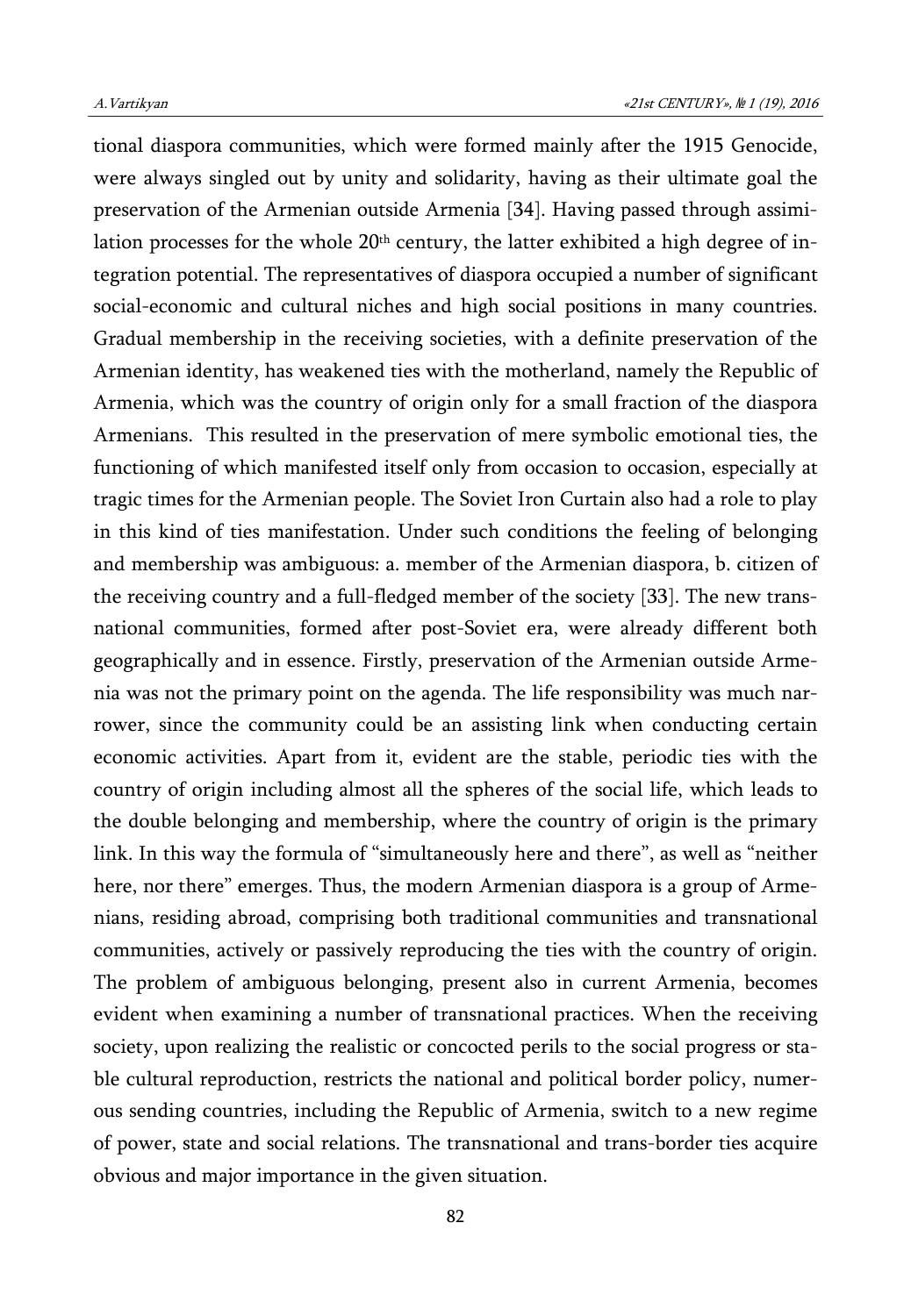tional diaspora communities, which were formed mainly after the 1915 Genocide, were always singled out by unity and solidarity, having as their ultimate goal the preservation of the Armenian outside Armenia [34]. Having passed through assimilation processes for the whole 20th century, the latter exhibited a high degree of integration potential. The representatives of diaspora occupied a number of significant social-economic and cultural niches and high social positions in many countries. Gradual membership in the receiving societies, with a definite preservation of the Armenian identity, has weakened ties with the motherland, namely the Republic of Armenia, which was the country of origin only for a small fraction of the diaspora Armenians. This resulted in the preservation of mere symbolic emotional ties, the functioning of which manifested itself only from occasion to occasion, especially at tragic times for the Armenian people. The Soviet Iron Curtain also had a role to play in this kind of ties manifestation. Under such conditions the feeling of belonging and membership was ambiguous: a. member of the Armenian diaspora, b. citizen of the receiving country and a full-fledged member of the society [33]. The new transnational communities, formed after post-Soviet era, were already different both geographically and in essence. Firstly, preservation of the Armenian outside Armenia was not the primary point on the agenda. The life responsibility was much narrower, since the community could be an assisting link when conducting certain economic activities. Apart from it, evident are the stable, periodic ties with the country of origin including almost all the spheres of the social life, which leads to the double belonging and membership, where the country of origin is the primary link. In this way the formula of "simultaneously here and there", as well as "neither here, nor there" emerges. Thus, the modern Armenian diaspora is a group of Armenians, residing abroad, comprising both traditional communities and transnational communities, actively or passively reproducing the ties with the country of origin. The problem of ambiguous belonging, present also in current Armenia, becomes evident when examining a number of transnational practices. When the receiving society, upon realizing the realistic or concocted perils to the social progress or stable cultural reproduction, restricts the national and political border policy, numerous sending countries, including the Republic of Armenia, switch to a new regime of power, state and social relations. The transnational and trans-border ties acquire obvious and major importance in the given situation.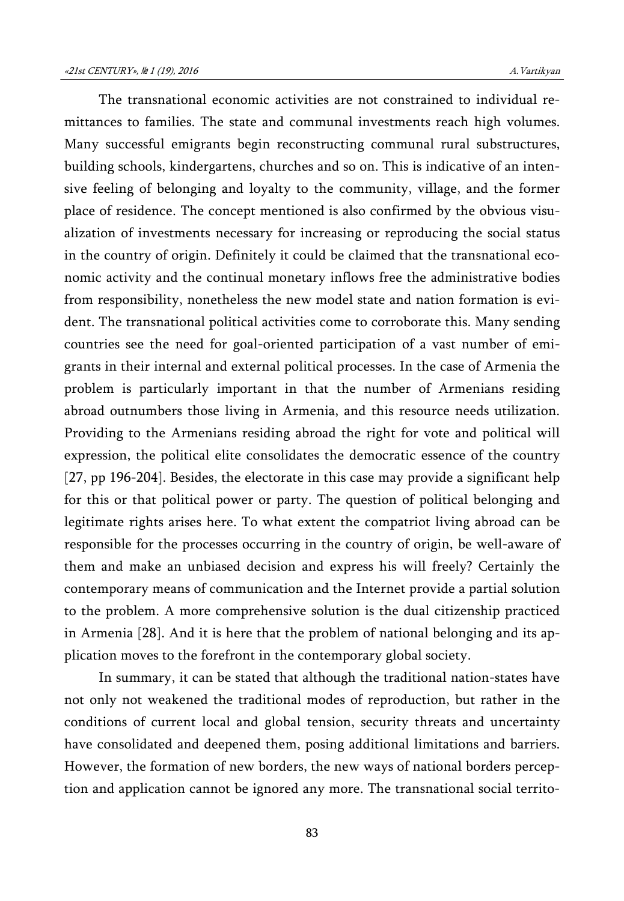The transnational economic activities are not constrained to individual remittances to families. The state and communal investments reach high volumes. Many successful emigrants begin reconstructing communal rural substructures, building schools, kindergartens, churches and so on. This is indicative of an intensive feeling of belonging and loyalty to the community, village, and the former place of residence. The concept mentioned is also confirmed by the obvious visualization of investments necessary for increasing or reproducing the social status in the country of origin. Definitely it could be claimed that the transnational economic activity and the continual monetary inflows free the administrative bodies from responsibility, nonetheless the new model state and nation formation is evident. The transnational political activities come to corroborate this. Many sending countries see the need for goal-oriented participation of a vast number of emigrants in their internal and external political processes. In the case of Armenia the problem is particularly important in that the number of Armenians residing abroad outnumbers those living in Armenia, and this resource needs utilization. Providing to the Armenians residing abroad the right for vote and political will expression, the political elite consolidates the democratic essence of the country [27, pp 196-204]. Besides, the electorate in this case may provide a significant help for this or that political power or party. The question of political belonging and legitimate rights arises here. To what extent the compatriot living abroad can be responsible for the processes occurring in the country of origin, be well-aware of them and make an unbiased decision and express his will freely? Certainly the contemporary means of communication and the Internet provide a partial solution to the problem. A more comprehensive solution is the dual citizenship practiced in Armenia [28]. And it is here that the problem of national belonging and its application moves to the forefront in the contemporary global society.

In summary, it can be stated that although the traditional nation-states have not only not weakened the traditional modes of reproduction, but rather in the conditions of current local and global tension, security threats and uncertainty have consolidated and deepened them, posing additional limitations and barriers. However, the formation of new borders, the new ways of national borders perception and application cannot be ignored any more. The transnational social territo-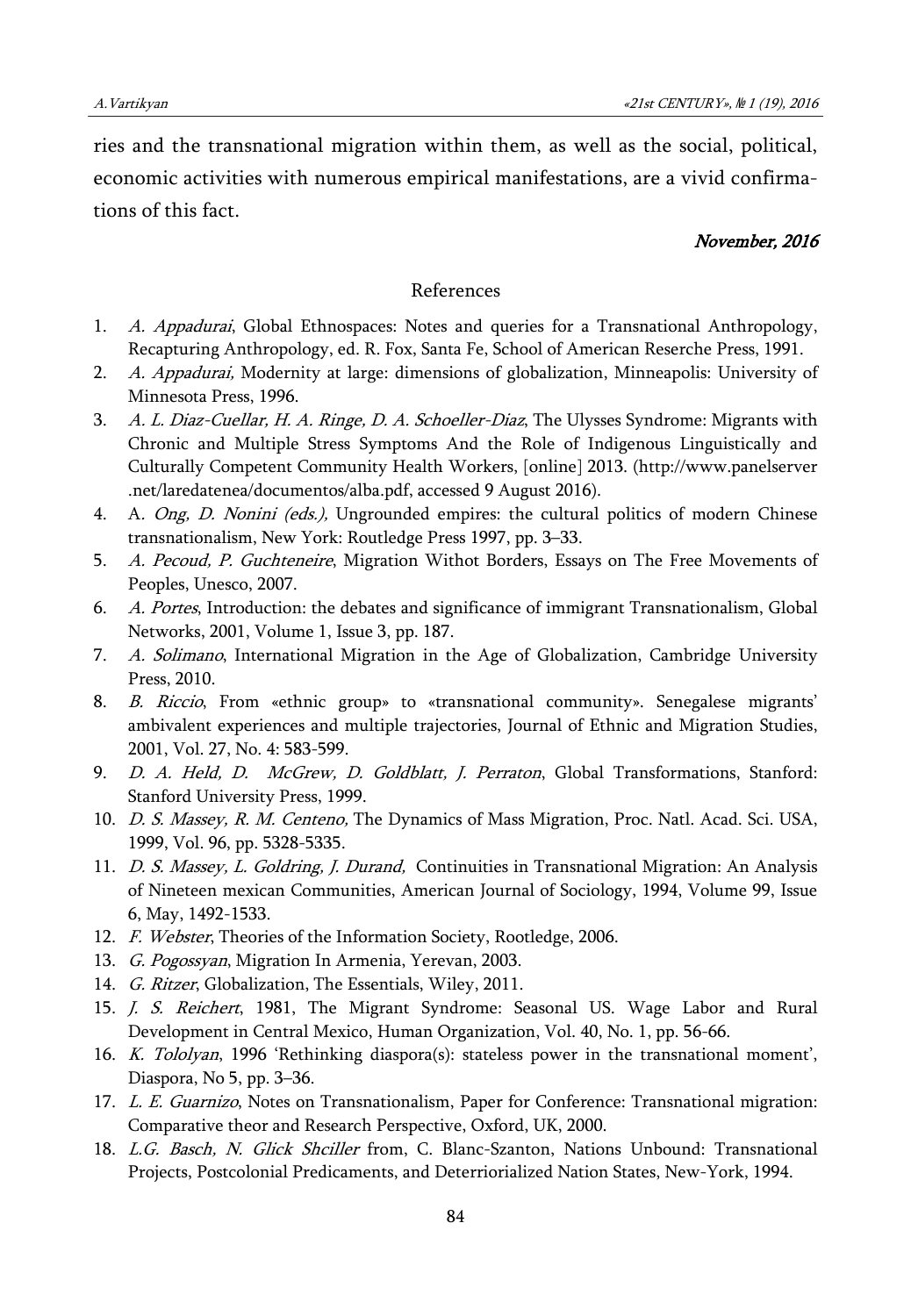ries and the transnational migration within them, as well as the social, political, economic activities with numerous empirical manifestations, are a vivid confirmations of this fact.

***November, 2016***

## References

1. *A. Appadurai*, Global Ethnospaces: Notes and queries for a Transnational Anthropology, Recapturing Anthropology, ed. R. Fox, Santa Fe, School of American Reserche Press, 1991.
2. *A. Appadurai,* Modernity at large: dimensions of globalization, Minneapolis: University of Minnesota Press, 1996.
3. *A. L. Diaz-Cuellar, H. A. Ringe, D. A. Schoeller-Diaz*, The Ulysses Syndrome: Migrants with Chronic and Multiple Stress Symptoms And the Role of Indigenous Linguistically and Culturally Competent Community Health Workers, [online] 2013. (http://www.panelserver .net/laredatenea/documentos/alba.pdf, accessed 9 August 2016).
4. A. *Ong, D. Nonini (eds.),* Ungrounded empires: the cultural politics of modern Chinese transnationalism, New York: Routledge Press 1997, pp. 3–33.
5. *A. Pecoud, P. Guchteneire*, Migration Withot Borders, Essays on The Free Movements of Peoples, Unesco, 2007.
6. *A. Portes*, Introduction: the debates and significance of immigrant Transnationalism, Global Networks, 2001, Volume 1, Issue 3, pp. 187.
7. *A. Solimano*, International Migration in the Age of Globalization, Cambridge University Press, 2010.
8. *B. Riccio*, From «ethnic group» to «transnational community». Senegalese migrants' ambivalent experiences and multiple trajectories, Journal of Ethnic and Migration Studies, 2001, Vol. 27, No. 4: 583-599.
9. *D. A. Held, D. McGrew, D. Goldblatt, J. Perraton*, Global Transformations, Stanford: Stanford University Press, 1999.
10. *D. S. Massey, R. M. Centeno,* The Dynamics of Mass Migration, Proc. Natl. Acad. Sci. USA, 1999, Vol. 96, pp. 5328-5335.
11. *D. S. Massey, L. Goldring, J. Durand,* Continuities in Transnational Migration: An Analysis of Nineteen mexican Communities, American Journal of Sociology, 1994, Volume 99, Issue 6, May, 1492-1533.
12. *F. Webster*, Theories of the Information Society, Rootledge, 2006.
13. *G. Pogossyan*, Migration In Armenia, Yerevan, 2003.
14. *G. Ritzer*, Globalization, The Essentials, Wiley, 2011.
15. *J. S. Reichert*, 1981, The Migrant Syndrome: Seasonal US. Wage Labor and Rural Development in Central Mexico, Human Organization, Vol. 40, No. 1, pp. 56-66.
16. *K. Tololyan*, 1996 'Rethinking diaspora(s): stateless power in the transnational moment', Diaspora, No 5, pp. 3–36.
17. *L. E. Guarnizo*, Notes on Transnationalism, Paper for Conference: Transnational migration: Comparative theor and Research Perspective, Oxford, UK, 2000.
18. *L.G. Basch, N. Glick Shciller* from, C. Blanc-Szanton, Nations Unbound: Transnational Projects, Postcolonial Predicaments, and Deterriorialized Nation States, New-York, 1994.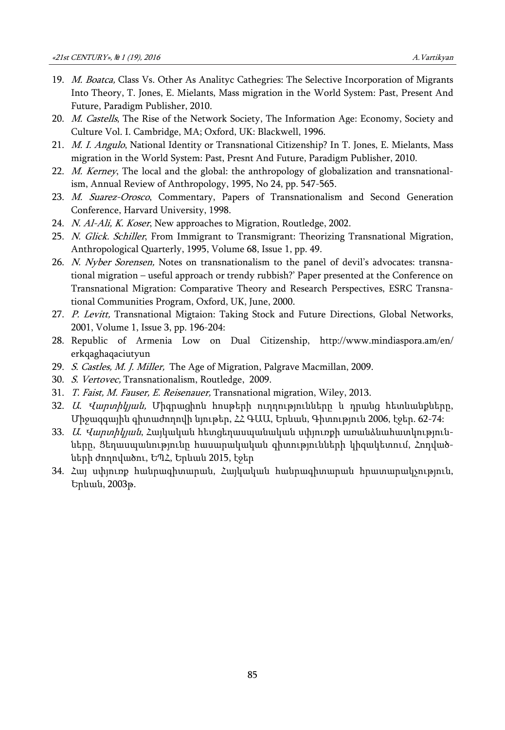19. *M. Boatca,* Class Vs. Other As Analityc Cathegries: The Selective Incorporation of Migrants Into Theory, T. Jones, E. Mielants, Mass migration in the World System: Past, Present And Future, Paradigm Publisher, 2010.
20. *M. Castells*, The Rise of the Network Society, The Information Age: Economy, Society and Culture Vol. I. Cambridge, MA; Oxford, UK: Blackwell, 1996.
21. *M. I. Angulo*, National Identity or Transnational Citizenship? In T. Jones, E. Mielants, Mass migration in the World System: Past, Presnt And Future, Paradigm Publisher, 2010.
22. *M. Kerney*, The local and the global: the anthropology of globalization and transnationalism, Annual Review of Anthropology, 1995, No 24, pp. 547-565.
23. *M. Suarez-Orosco*, Commentary, Papers of Transnationalism and Second Generation Conference, Harvard University, 1998.
24. *N. Al-Ali, K. Koser*, New approaches to Migration, Routledge, 2002.
25. *N. Glick. Schiller*, From Immigrant to Transmigrant: Theorizing Transnational Migration, Anthropological Quarterly, 1995, Volume 68, Issue 1, pp. 49.
26. *N. Nyber Sorensen,* Notes on transnationalism to the panel of devil's advocates: transnational migration – useful approach or trendy rubbish?' Paper presented at the Conference on Transnational Migration: Comparative Theory and Research Perspectives, ESRC Transnational Communities Program, Oxford, UK, June, 2000.
27. *P. Levitt,* Transnational Migtaion: Taking Stock and Future Directions, Global Networks, 2001, Volume 1, Issue 3, pp. 196-204:
28. Republic of Armenia Low on Dual Citizenship, http://www.mindiaspora.am/en/erkqaghaqaciutyun
29. *S. Castles, M. J. Miller,* The Age of Migration, Palgrave Macmillan, 2009.
30. *S. Vertovec,* Transnationalism, Routledge, 2009.
31. *T. Faist, M. Fauser, E. Reisenauer,* Transnational migration, Wiley, 2013.
32. *Ա. Վարտիկյան,* Միգրացիոն հոսքերի ուղղությունները և դրանց հետևանքները, Միջազգային գիտաժողովի նյութեր, ՀՀ ԳԱԱ, Երևան, Գիտություն 2006, էջեր. 62-74:
33. *Ա. Վարտիկյան*, Հայկական հետցեղասպանական սփյուռքի առանձնահատկությունները, Ցեղասպանությունը հասարակական գիտությունների կիզակետում, Հոդվածների ժողովածու, ԵՊՀ, Երևան 2015, էջեր
34. Հայ սփյուռք հանրագիտարան, Հայկական հանրագիտարան հրատարակչություն, Երևան, 2003թ.